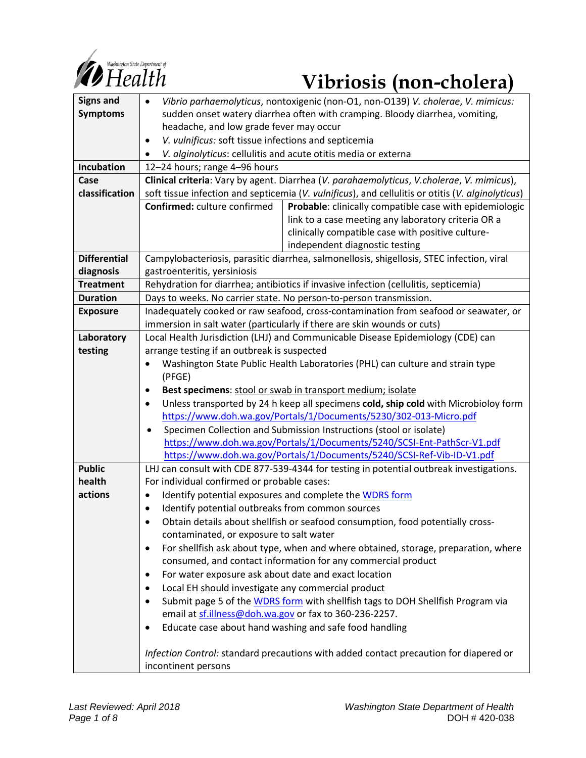# Vibriosis (non-cholera)

| | |
|---|---|
| **Signs and Symptoms** | • *Vibrio parhaemolyticus*, nontoxigenic (non-O1, non-O139) *V. cholerae*, *V. mimicus:* sudden onset watery diarrhea often with cramping. Bloody diarrhea, vomiting, headache, and low grade fever may occur<br>• *V. vulnificus:* soft tissue infections and septicemia<br>• *V. alginolyticus*: cellulitis and acute otitis media or externa |
| **Incubation** | 12–24 hours; range 4–96 hours |
| **Case classification** | **Clinical criteria**: Vary by agent. Diarrhea (*V. parahaemolyticus*, *V.cholerae*, *V. mimicus*), soft tissue infection and septicemia (*V. vulnificus*), and cellulitis or otitis (*V. alginolyticus*)<br>**Confirmed:** culture confirmed<br>**Probable**: clinically compatible case with epidemiologic link to a case meeting any laboratory criteria OR a clinically compatible case with positive culture-independent diagnostic testing |
| **Differential diagnosis** | Campylobacteriosis, parasitic diarrhea, salmonellosis, shigellosis, STEC infection, viral gastroenteritis, yersiniosis |
| **Treatment** | Rehydration for diarrhea; antibiotics if invasive infection (cellulitis, septicemia) |
| **Duration** | Days to weeks. No carrier state. No person-to-person transmission. |
| **Exposure** | Inadequately cooked or raw seafood, cross-contamination from seafood or seawater, or immersion in salt water (particularly if there are skin wounds or cuts) |
| **Laboratory testing** | Local Health Jurisdiction (LHJ) and Communicable Disease Epidemiology (CDE) can arrange testing if an outbreak is suspected<br>• Washington State Public Health Laboratories (PHL) can culture and strain type (PFGE)<br>• **Best specimens**: stool or swab in transport medium; isolate<br>• Unless transported by 24 h keep all specimens **cold, ship cold** with Microbioloy form https://www.doh.wa.gov/Portals/1/Documents/5230/302-013-Micro.pdf<br>• Specimen Collection and Submission Instructions (stool or isolate) https://www.doh.wa.gov/Portals/1/Documents/5240/SCSI-Ent-PathScr-V1.pdf https://www.doh.wa.gov/Portals/1/Documents/5240/SCSI-Ref-Vib-ID-V1.pdf |
| **Public health actions** | LHJ can consult with CDE 877-539-4344 for testing in potential outbreak investigations.<br>For individual confirmed or probable cases:<br>• Identify potential exposures and complete the WDRS form<br>• Identify potential outbreaks from common sources<br>• Obtain details about shellfish or seafood consumption, food potentially cross-contaminated, or exposure to salt water<br>• For shellfish ask about type, when and where obtained, storage, preparation, where consumed, and contact information for any commercial product<br>• For water exposure ask about date and exact location<br>• Local EH should investigate any commercial product<br>• Submit page 5 of the WDRS form with shellfish tags to DOH Shellfish Program via email at sf.illness@doh.wa.gov or fax to 360-236-2257.<br>• Educate case about hand washing and safe food handling<br><br>*Infection Control:* standard precautions with added contact precaution for diapered or incontinent persons |

*Last Reviewed: April 2018*

Washington State Department of Health
DOH # 420-038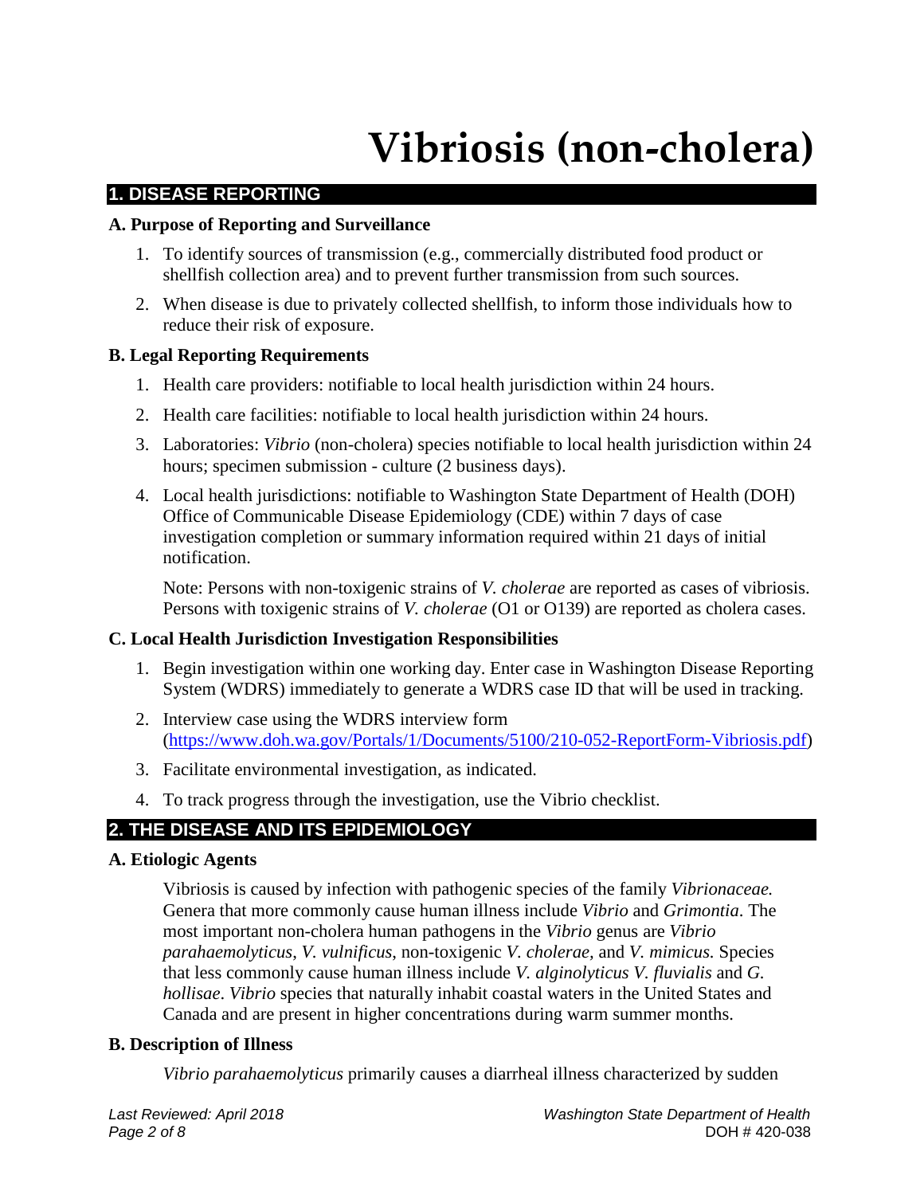# Vibriosis (non-cholera)

## 1. DISEASE REPORTING

### A. Purpose of Reporting and Surveillance

1. To identify sources of transmission (e.g., commercially distributed food product or shellfish collection area) and to prevent further transmission from such sources.
2. When disease is due to privately collected shellfish, to inform those individuals how to reduce their risk of exposure.

### B. Legal Reporting Requirements

1. Health care providers: notifiable to local health jurisdiction within 24 hours.
2. Health care facilities: notifiable to local health jurisdiction within 24 hours.
3. Laboratories: *Vibrio* (non-cholera) species notifiable to local health jurisdiction within 24 hours; specimen submission - culture (2 business days).
4. Local health jurisdictions: notifiable to Washington State Department of Health (DOH) Office of Communicable Disease Epidemiology (CDE) within 7 days of case investigation completion or summary information required within 21 days of initial notification.

   Note: Persons with non-toxigenic strains of *V. cholerae* are reported as cases of vibriosis. Persons with toxigenic strains of *V. cholerae* (O1 or O139) are reported as cholera cases.

### C. Local Health Jurisdiction Investigation Responsibilities

1. Begin investigation within one working day. Enter case in Washington Disease Reporting System (WDRS) immediately to generate a WDRS case ID that will be used in tracking.
2. Interview case using the WDRS interview form (https://www.doh.wa.gov/Portals/1/Documents/5100/210-052-ReportForm-Vibriosis.pdf)
3. Facilitate environmental investigation, as indicated.
4. To track progress through the investigation, use the Vibrio checklist.

## 2. THE DISEASE AND ITS EPIDEMIOLOGY

### A. Etiologic Agents

Vibriosis is caused by infection with pathogenic species of the family *Vibrionaceae.* Genera that more commonly cause human illness include *Vibrio* and *Grimontia*. The most important non-cholera human pathogens in the *Vibrio* genus are *Vibrio parahaemolyticus*, *V. vulnificus*, non-toxigenic *V. cholerae,* and *V. mimicus.* Species that less commonly cause human illness include *V. alginolyticus V. fluvialis* and *G. hollisae*. *Vibrio* species that naturally inhabit coastal waters in the United States and Canada and are present in higher concentrations during warm summer months.

### B. Description of Illness

*Vibrio parahaemolyticus* primarily causes a diarrheal illness characterized by sudden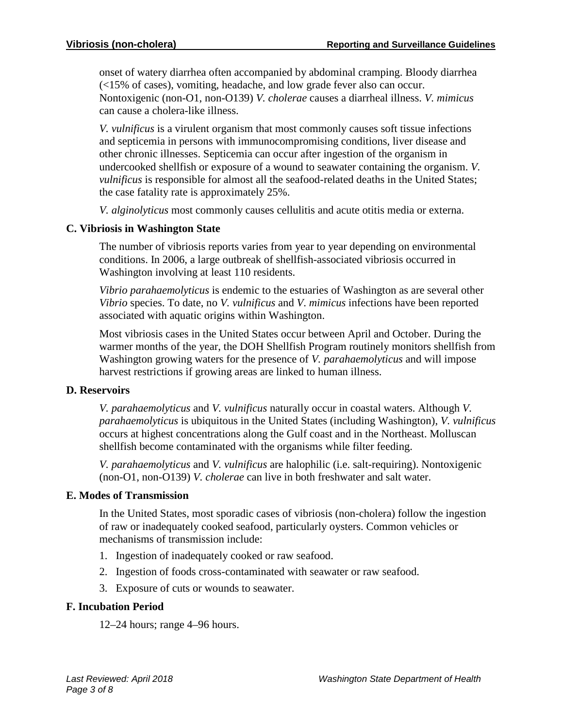onset of watery diarrhea often accompanied by abdominal cramping. Bloody diarrhea (<15% of cases), vomiting, headache, and low grade fever also can occur. Nontoxigenic (non-O1, non-O139) *V. cholerae* causes a diarrheal illness. *V. mimicus* can cause a cholera-like illness.

*V. vulnificus* is a virulent organism that most commonly causes soft tissue infections and septicemia in persons with immunocompromising conditions, liver disease and other chronic illnesses. Septicemia can occur after ingestion of the organism in undercooked shellfish or exposure of a wound to seawater containing the organism. *V. vulnificus* is responsible for almost all the seafood-related deaths in the United States; the case fatality rate is approximately 25%.

*V. alginolyticus* most commonly causes cellulitis and acute otitis media or externa.

### C. Vibriosis in Washington State

The number of vibriosis reports varies from year to year depending on environmental conditions. In 2006, a large outbreak of shellfish-associated vibriosis occurred in Washington involving at least 110 residents.

*Vibrio parahaemolyticus* is endemic to the estuaries of Washington as are several other *Vibrio* species. To date, no *V. vulnificus* and *V. mimicus* infections have been reported associated with aquatic origins within Washington.

Most vibriosis cases in the United States occur between April and October. During the warmer months of the year, the DOH Shellfish Program routinely monitors shellfish from Washington growing waters for the presence of *V. parahaemolyticus* and will impose harvest restrictions if growing areas are linked to human illness.

### D. Reservoirs

*V. parahaemolyticus* and *V. vulnificus* naturally occur in coastal waters. Although *V. parahaemolyticus* is ubiquitous in the United States (including Washington), *V. vulnificus* occurs at highest concentrations along the Gulf coast and in the Northeast. Molluscan shellfish become contaminated with the organisms while filter feeding.

*V. parahaemolyticus* and *V. vulnificus* are halophilic (i.e. salt-requiring). Nontoxigenic (non-O1, non-O139) *V. cholerae* can live in both freshwater and salt water.

### E. Modes of Transmission

In the United States, most sporadic cases of vibriosis (non-cholera) follow the ingestion of raw or inadequately cooked seafood, particularly oysters. Common vehicles or mechanisms of transmission include:

1. Ingestion of inadequately cooked or raw seafood.
2. Ingestion of foods cross-contaminated with seawater or raw seafood.
3. Exposure of cuts or wounds to seawater.

### F. Incubation Period

12–24 hours; range 4–96 hours.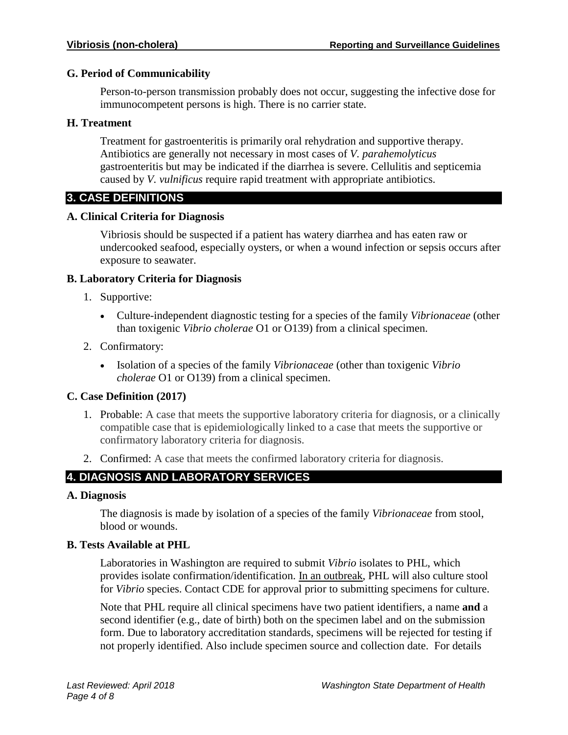### G. Period of Communicability

Person-to-person transmission probably does not occur, suggesting the infective dose for immunocompetent persons is high. There is no carrier state.

### H. Treatment

Treatment for gastroenteritis is primarily oral rehydration and supportive therapy. Antibiotics are generally not necessary in most cases of *V. parahemolyticus* gastroenteritis but may be indicated if the diarrhea is severe. Cellulitis and septicemia caused by *V. vulnificus* require rapid treatment with appropriate antibiotics.

## 3. CASE DEFINITIONS

### A. Clinical Criteria for Diagnosis

Vibriosis should be suspected if a patient has watery diarrhea and has eaten raw or undercooked seafood, especially oysters, or when a wound infection or sepsis occurs after exposure to seawater.

### B. Laboratory Criteria for Diagnosis

1. Supportive:
   - Culture-independent diagnostic testing for a species of the family *Vibrionaceae* (other than toxigenic *Vibrio cholerae* O1 or O139) from a clinical specimen.
2. Confirmatory:
   - Isolation of a species of the family *Vibrionaceae* (other than toxigenic *Vibrio cholerae* O1 or O139) from a clinical specimen.

### C. Case Definition (2017)

1. Probable: A case that meets the supportive laboratory criteria for diagnosis, or a clinically compatible case that is epidemiologically linked to a case that meets the supportive or confirmatory laboratory criteria for diagnosis.
2. Confirmed: A case that meets the confirmed laboratory criteria for diagnosis.

## 4. DIAGNOSIS AND LABORATORY SERVICES

### A. Diagnosis

The diagnosis is made by isolation of a species of the family *Vibrionaceae* from stool, blood or wounds.

### B. Tests Available at PHL

Laboratories in Washington are required to submit *Vibrio* isolates to PHL, which provides isolate confirmation/identification. In an outbreak, PHL will also culture stool for *Vibrio* species. Contact CDE for approval prior to submitting specimens for culture.

Note that PHL require all clinical specimens have two patient identifiers, a name **and** a second identifier (e.g., date of birth) both on the specimen label and on the submission form. Due to laboratory accreditation standards, specimens will be rejected for testing if not properly identified. Also include specimen source and collection date. For details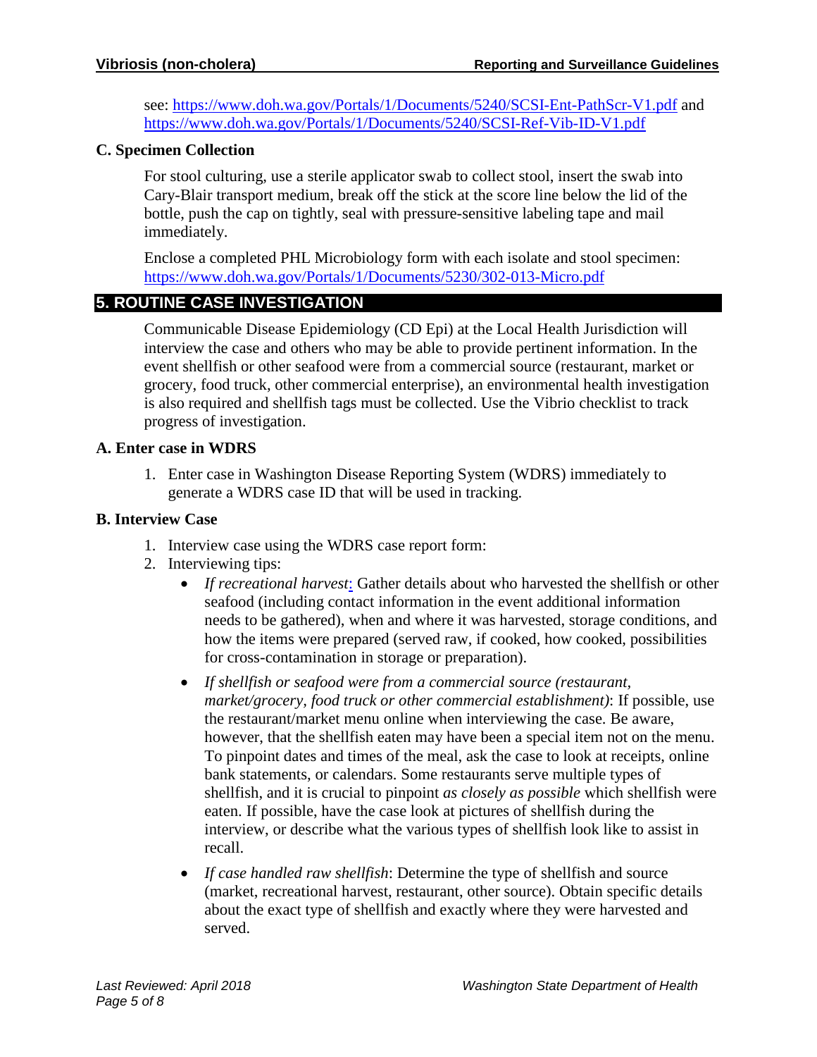see: https://www.doh.wa.gov/Portals/1/Documents/5240/SCSI-Ent-PathScr-V1.pdf and https://www.doh.wa.gov/Portals/1/Documents/5240/SCSI-Ref-Vib-ID-V1.pdf

### C. Specimen Collection

For stool culturing, use a sterile applicator swab to collect stool, insert the swab into Cary-Blair transport medium, break off the stick at the score line below the lid of the bottle, push the cap on tightly, seal with pressure-sensitive labeling tape and mail immediately.

Enclose a completed PHL Microbiology form with each isolate and stool specimen: https://www.doh.wa.gov/Portals/1/Documents/5230/302-013-Micro.pdf

## 5. ROUTINE CASE INVESTIGATION

Communicable Disease Epidemiology (CD Epi) at the Local Health Jurisdiction will interview the case and others who may be able to provide pertinent information. In the event shellfish or other seafood were from a commercial source (restaurant, market or grocery, food truck, other commercial enterprise), an environmental health investigation is also required and shellfish tags must be collected. Use the Vibrio checklist to track progress of investigation.

### A. Enter case in WDRS

1. Enter case in Washington Disease Reporting System (WDRS) immediately to generate a WDRS case ID that will be used in tracking.

### B. Interview Case

1. Interview case using the WDRS case report form:
2. Interviewing tips:
   - *If recreational harvest*: Gather details about who harvested the shellfish or other seafood (including contact information in the event additional information needs to be gathered), when and where it was harvested, storage conditions, and how the items were prepared (served raw, if cooked, how cooked, possibilities for cross-contamination in storage or preparation).
   - *If shellfish or seafood were from a commercial source (restaurant, market/grocery, food truck or other commercial establishment)*: If possible, use the restaurant/market menu online when interviewing the case. Be aware, however, that the shellfish eaten may have been a special item not on the menu. To pinpoint dates and times of the meal, ask the case to look at receipts, online bank statements, or calendars. Some restaurants serve multiple types of shellfish, and it is crucial to pinpoint *as closely as possible* which shellfish were eaten. If possible, have the case look at pictures of shellfish during the interview, or describe what the various types of shellfish look like to assist in recall.
   - *If case handled raw shellfish*: Determine the type of shellfish and source (market, recreational harvest, restaurant, other source). Obtain specific details about the exact type of shellfish and exactly where they were harvested and served.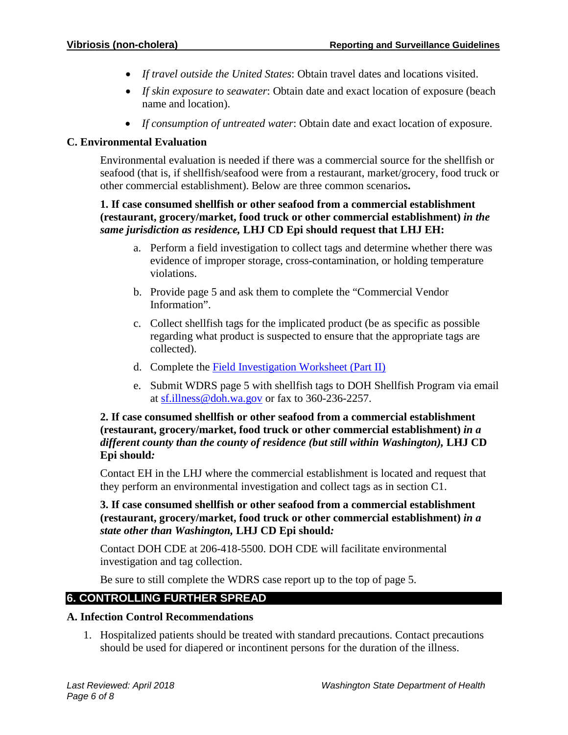- *If travel outside the United States*: Obtain travel dates and locations visited.
- *If skin exposure to seawater*: Obtain date and exact location of exposure (beach name and location).
- *If consumption of untreated water*: Obtain date and exact location of exposure.

### C. Environmental Evaluation

Environmental evaluation is needed if there was a commercial source for the shellfish or seafood (that is, if shellfish/seafood were from a restaurant, market/grocery, food truck or other commercial establishment). Below are three common scenarios**.**

**1. If case consumed shellfish or other seafood from a commercial establishment (restaurant, grocery/market, food truck or other commercial establishment)** ***in the same jurisdiction as residence*****, LHJ CD Epi should request that LHJ EH:**

a. Perform a field investigation to collect tags and determine whether there was evidence of improper storage, cross-contamination, or holding temperature violations.

b. Provide page 5 and ask them to complete the "Commercial Vendor Information".

c. Collect shellfish tags for the implicated product (be as specific as possible regarding what product is suspected to ensure that the appropriate tags are collected).

d. Complete the [Field Investigation Worksheet (Part II)]

e. Submit WDRS page 5 with shellfish tags to DOH Shellfish Program via email at sf.illness@doh.wa.gov or fax to 360-236-2257.

**2. If case consumed shellfish or other seafood from a commercial establishment (restaurant, grocery/market, food truck or other commercial establishment)** ***in a different county than the county of residence (but still within Washington)*****, LHJ CD Epi should*****:***

Contact EH in the LHJ where the commercial establishment is located and request that they perform an environmental investigation and collect tags as in section C1.

**3. If case consumed shellfish or other seafood from a commercial establishment (restaurant, grocery/market, food truck or other commercial establishment)** ***in a state other than Washington*****, LHJ CD Epi should*****:***

Contact DOH CDE at 206-418-5500. DOH CDE will facilitate environmental investigation and tag collection.

Be sure to still complete the WDRS case report up to the top of page 5.

## 6. CONTROLLING FURTHER SPREAD

### A. Infection Control Recommendations

1. Hospitalized patients should be treated with standard precautions. Contact precautions should be used for diapered or incontinent persons for the duration of the illness.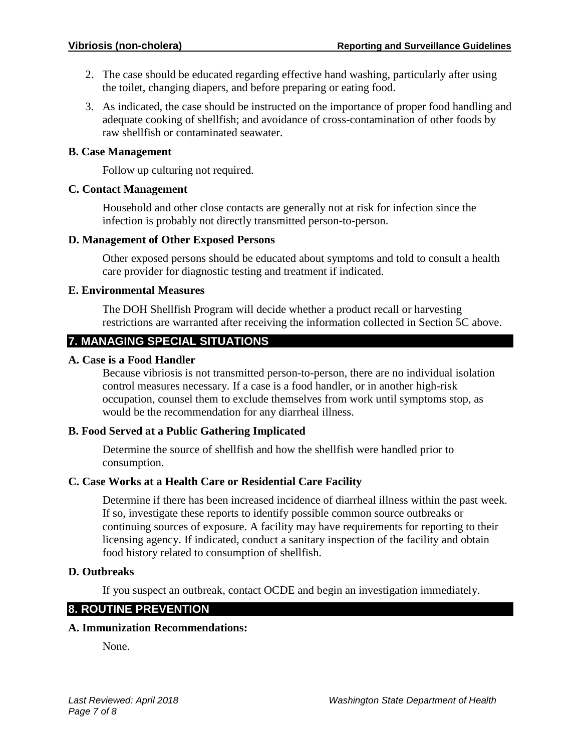2. The case should be educated regarding effective hand washing, particularly after using the toilet, changing diapers, and before preparing or eating food.
3. As indicated, the case should be instructed on the importance of proper food handling and adequate cooking of shellfish; and avoidance of cross-contamination of other foods by raw shellfish or contaminated seawater.

### B. Case Management

Follow up culturing not required.

### C. Contact Management

Household and other close contacts are generally not at risk for infection since the infection is probably not directly transmitted person-to-person.

### D. Management of Other Exposed Persons

Other exposed persons should be educated about symptoms and told to consult a health care provider for diagnostic testing and treatment if indicated.

### E. Environmental Measures

The DOH Shellfish Program will decide whether a product recall or harvesting restrictions are warranted after receiving the information collected in Section 5C above.

## 7. MANAGING SPECIAL SITUATIONS

### A. Case is a Food Handler

Because vibriosis is not transmitted person-to-person, there are no individual isolation control measures necessary. If a case is a food handler, or in another high-risk occupation, counsel them to exclude themselves from work until symptoms stop, as would be the recommendation for any diarrheal illness.

### B. Food Served at a Public Gathering Implicated

Determine the source of shellfish and how the shellfish were handled prior to consumption.

### C. Case Works at a Health Care or Residential Care Facility

Determine if there has been increased incidence of diarrheal illness within the past week. If so, investigate these reports to identify possible common source outbreaks or continuing sources of exposure. A facility may have requirements for reporting to their licensing agency. If indicated, conduct a sanitary inspection of the facility and obtain food history related to consumption of shellfish.

### D. Outbreaks

If you suspect an outbreak, contact OCDE and begin an investigation immediately.

## 8. ROUTINE PREVENTION

### A. Immunization Recommendations:

None.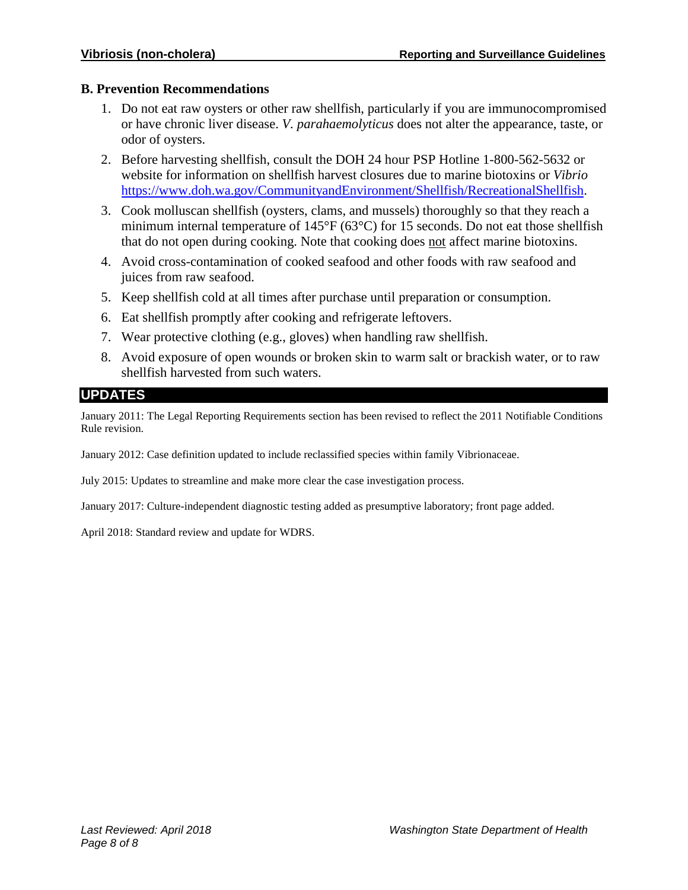### B. Prevention Recommendations

1. Do not eat raw oysters or other raw shellfish, particularly if you are immunocompromised or have chronic liver disease. *V. parahaemolyticus* does not alter the appearance, taste, or odor of oysters.
2. Before harvesting shellfish, consult the DOH 24 hour PSP Hotline 1-800-562-5632 or website for information on shellfish harvest closures due to marine biotoxins or *Vibrio* [https://www.doh.wa.gov/CommunityandEnvironment/Shellfish/RecreationalShellfish](https://www.doh.wa.gov/CommunityandEnvironment/Shellfish/RecreationalShellfish).
3. Cook molluscan shellfish (oysters, clams, and mussels) thoroughly so that they reach a minimum internal temperature of 145°F (63°C) for 15 seconds. Do not eat those shellfish that do not open during cooking. Note that cooking does <u>not</u> affect marine biotoxins.
4. Avoid cross-contamination of cooked seafood and other foods with raw seafood and juices from raw seafood.
5. Keep shellfish cold at all times after purchase until preparation or consumption.
6. Eat shellfish promptly after cooking and refrigerate leftovers.
7. Wear protective clothing (e.g., gloves) when handling raw shellfish.
8. Avoid exposure of open wounds or broken skin to warm salt or brackish water, or to raw shellfish harvested from such waters.

## UPDATES

January 2011: The Legal Reporting Requirements section has been revised to reflect the 2011 Notifiable Conditions Rule revision.

January 2012: Case definition updated to include reclassified species within family Vibrionaceae.

July 2015: Updates to streamline and make more clear the case investigation process.

January 2017: Culture-independent diagnostic testing added as presumptive laboratory; front page added.

April 2018: Standard review and update for WDRS.